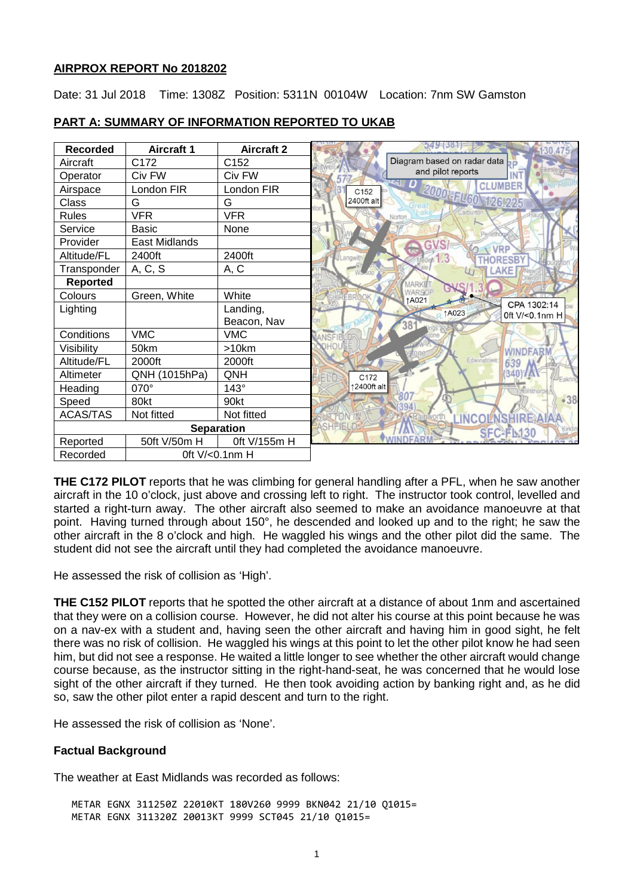**AIRPROX REPORT No 2018202**

Date: 31 Jul 2018 Time: 1308Z Position: 5311N 00104W Location: 7nm SW Gamston

## PART A: SUMMARY OF INFORMATION REPORTED TO UKAB

| Recorded | Aircraft 1 | Aircraft 2 |
|---|---|---|
| Aircraft | C172 | C152 |
| Operator | Civ FW | Civ FW |
| Airspace | London FIR | London FIR |
| Class | G | G |
| Rules | VFR | VFR |
| Service | Basic | None |
| Provider | East Midlands | |
| Altitude/FL | 2400ft | 2400ft |
| Transponder | A, C, S | A, C |
| **Reported** | | |
| Colours | Green, White | White |
| Lighting | | Landing, Beacon, Nav |
| Conditions | VMC | VMC |
| Visibility | 50km | >10km |
| Altitude/FL | 2000ft | 2000ft |
| Altimeter | QNH (1015hPa) | QNH |
| Heading | 070° | 143° |
| Speed | 80kt | 90kt |
| ACAS/TAS | Not fitted | Not fitted |
| **Separation** | | |
| Reported | 50ft V/50m H | 0ft V/155m H |
| Recorded | 0ft V/<0.1nm H | |

Diagram based on radar data and pilot reports

C152 2400ft alt

C172 ↑2400ft alt

↑A021 ↑A023

CPA 1302:14 0ft V/<0.1nm H

**THE C172 PILOT** reports that he was climbing for general handling after a PFL, when he saw another aircraft in the 10 o'clock, just above and crossing left to right. The instructor took control, levelled and started a right-turn away. The other aircraft also seemed to make an avoidance manoeuvre at that point. Having turned through about 150°, he descended and looked up and to the right; he saw the other aircraft in the 8 o'clock and high. He waggled his wings and the other pilot did the same. The student did not see the aircraft until they had completed the avoidance manoeuvre.

He assessed the risk of collision as 'High'.

**THE C152 PILOT** reports that he spotted the other aircraft at a distance of about 1nm and ascertained that they were on a collision course. However, he did not alter his course at this point because he was on a nav-ex with a student and, having seen the other aircraft and having him in good sight, he felt there was no risk of collision. He waggled his wings at this point to let the other pilot know he had seen him, but did not see a response. He waited a little longer to see whether the other aircraft would change course because, as the instructor sitting in the right-hand-seat, he was concerned that he would lose sight of the other aircraft if they turned. He then took avoiding action by banking right and, as he did so, saw the other pilot enter a rapid descent and turn to the right.

He assessed the risk of collision as 'None'.

### Factual Background

The weather at East Midlands was recorded as follows:

```
METAR EGNX 311250Z 22010KT 180V260 9999 BKN042 21/10 Q1015=
METAR EGNX 311320Z 20013KT 9999 SCT045 21/10 Q1015=
```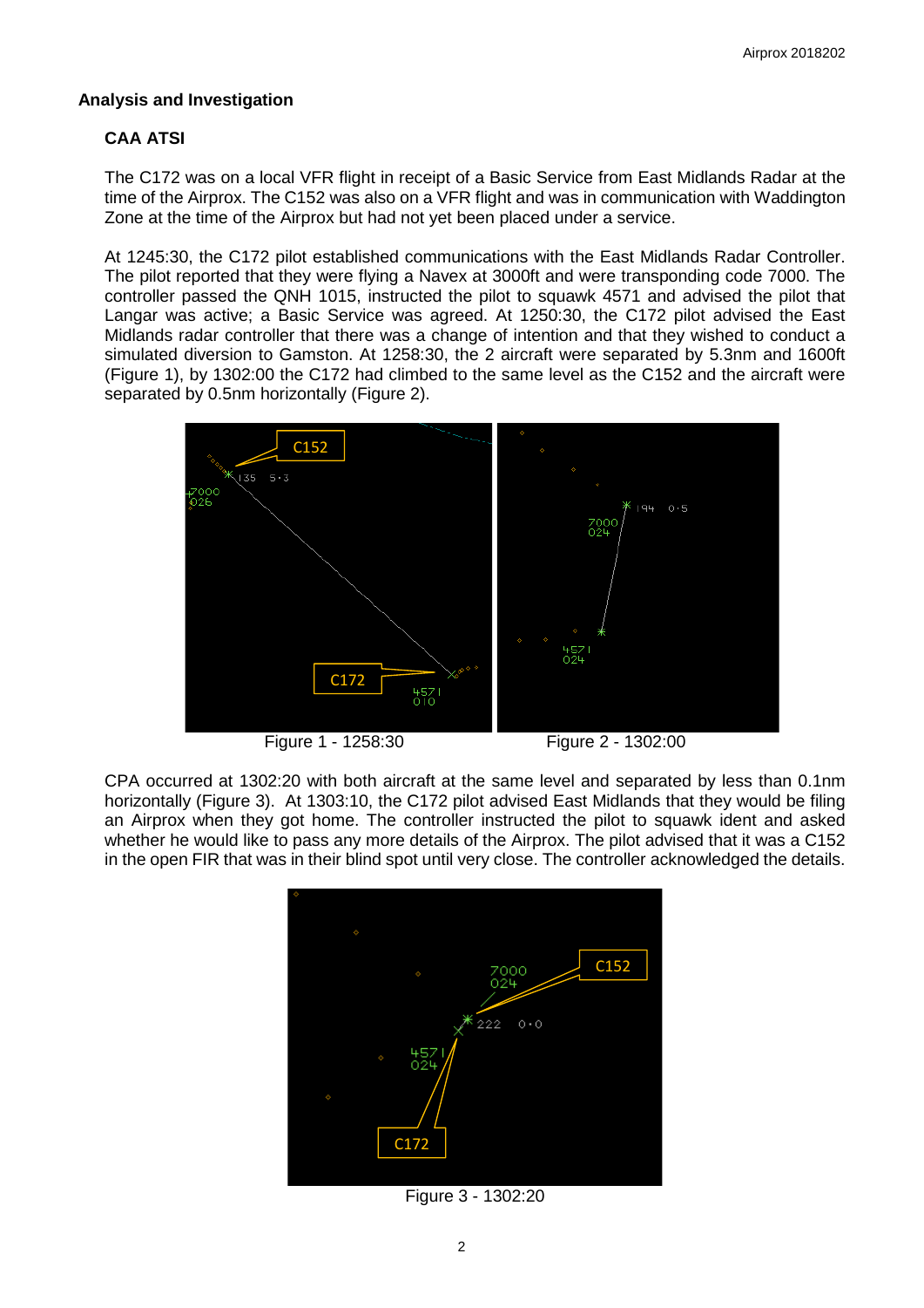## Analysis and Investigation

### CAA ATSI

The C172 was on a local VFR flight in receipt of a Basic Service from East Midlands Radar at the time of the Airprox. The C152 was also on a VFR flight and was in communication with Waddington Zone at the time of the Airprox but had not yet been placed under a service.

At 1245:30, the C172 pilot established communications with the East Midlands Radar Controller. The pilot reported that they were flying a Navex at 3000ft and were transponding code 7000. The controller passed the QNH 1015, instructed the pilot to squawk 4571 and advised the pilot that Langar was active; a Basic Service was agreed. At 1250:30, the C172 pilot advised the East Midlands radar controller that there was a change of intention and that they wished to conduct a simulated diversion to Gamston. At 1258:30, the 2 aircraft were separated by 5.3nm and 1600ft (Figure 1), by 1302:00 the C172 had climbed to the same level as the C152 and the aircraft were separated by 0.5nm horizontally (Figure 2).

Figure 1 - 1258:30

Figure 2 - 1302:00

CPA occurred at 1302:20 with both aircraft at the same level and separated by less than 0.1nm horizontally (Figure 3). At 1303:10, the C172 pilot advised East Midlands that they would be filing an Airprox when they got home. The controller instructed the pilot to squawk ident and asked whether he would like to pass any more details of the Airprox. The pilot advised that it was a C152 in the open FIR that was in their blind spot until very close. The controller acknowledged the details.

Figure 3 - 1302:20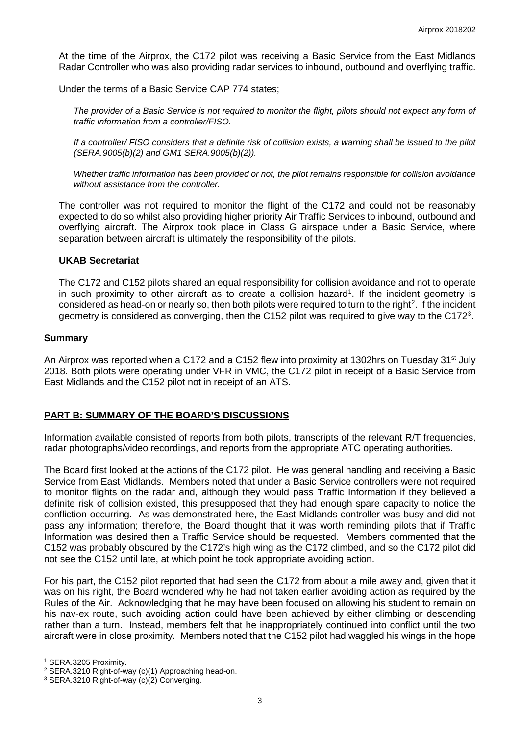At the time of the Airprox, the C172 pilot was receiving a Basic Service from the East Midlands Radar Controller who was also providing radar services to inbound, outbound and overflying traffic.

Under the terms of a Basic Service CAP 774 states;

> *The provider of a Basic Service is not required to monitor the flight, pilots should not expect any form of traffic information from a controller/FISO.*
>
> *If a controller/ FISO considers that a definite risk of collision exists, a warning shall be issued to the pilot (SERA.9005(b)(2) and GM1 SERA.9005(b)(2)).*
>
> *Whether traffic information has been provided or not, the pilot remains responsible for collision avoidance without assistance from the controller.*

The controller was not required to monitor the flight of the C172 and could not be reasonably expected to do so whilst also providing higher priority Air Traffic Services to inbound, outbound and overflying aircraft. The Airprox took place in Class G airspace under a Basic Service, where separation between aircraft is ultimately the responsibility of the pilots.

### UKAB Secretariat

The C172 and C152 pilots shared an equal responsibility for collision avoidance and not to operate in such proximity to other aircraft as to create a collision hazard[1]. If the incident geometry is considered as head-on or nearly so, then both pilots were required to turn to the right[2]. If the incident geometry is considered as converging, then the C152 pilot was required to give way to the C172[3].

## Summary

An Airprox was reported when a C172 and a C152 flew into proximity at 1302hrs on Tuesday 31st July 2018. Both pilots were operating under VFR in VMC, the C172 pilot in receipt of a Basic Service from East Midlands and the C152 pilot not in receipt of an ATS.

## PART B: SUMMARY OF THE BOARD'S DISCUSSIONS

Information available consisted of reports from both pilots, transcripts of the relevant R/T frequencies, radar photographs/video recordings, and reports from the appropriate ATC operating authorities.

The Board first looked at the actions of the C172 pilot. He was general handling and receiving a Basic Service from East Midlands. Members noted that under a Basic Service controllers were not required to monitor flights on the radar and, although they would pass Traffic Information if they believed a definite risk of collision existed, this presupposed that they had enough spare capacity to notice the confliction occurring. As was demonstrated here, the East Midlands controller was busy and did not pass any information; therefore, the Board thought that it was worth reminding pilots that if Traffic Information was desired then a Traffic Service should be requested. Members commented that the C152 was probably obscured by the C172's high wing as the C172 climbed, and so the C172 pilot did not see the C152 until late, at which point he took appropriate avoiding action.

For his part, the C152 pilot reported that had seen the C172 from about a mile away and, given that it was on his right, the Board wondered why he had not taken earlier avoiding action as required by the Rules of the Air. Acknowledging that he may have been focused on allowing his student to remain on his nav-ex route, such avoiding action could have been achieved by either climbing or descending rather than a turn. Instead, members felt that he inappropriately continued into conflict until the two aircraft were in close proximity. Members noted that the C152 pilot had waggled his wings in the hope

---

[1] SERA.3205 Proximity.

[2] SERA.3210 Right-of-way (c)(1) Approaching head-on.

[3] SERA.3210 Right-of-way (c)(2) Converging.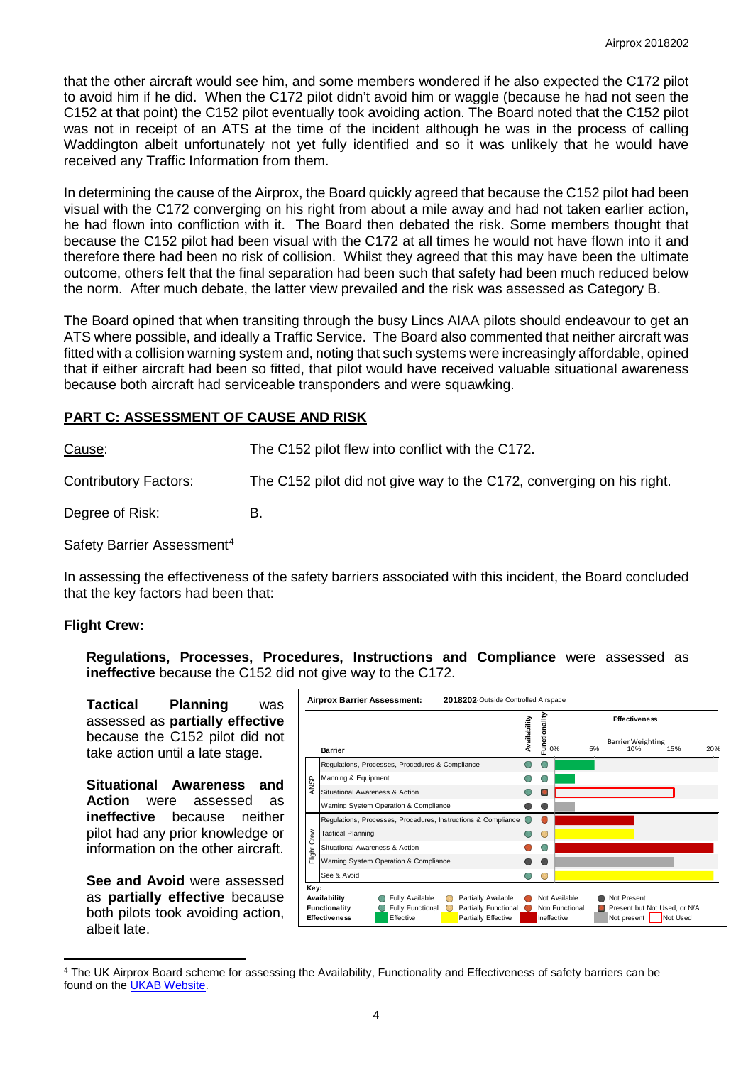that the other aircraft would see him, and some members wondered if he also expected the C172 pilot to avoid him if he did. When the C172 pilot didn't avoid him or waggle (because he had not seen the C152 at that point) the C152 pilot eventually took avoiding action. The Board noted that the C152 pilot was not in receipt of an ATS at the time of the incident although he was in the process of calling Waddington albeit unfortunately not yet fully identified and so it was unlikely that he would have received any Traffic Information from them.

In determining the cause of the Airprox, the Board quickly agreed that because the C152 pilot had been visual with the C172 converging on his right from about a mile away and had not taken earlier action, he had flown into confliction with it. The Board then debated the risk. Some members thought that because the C152 pilot had been visual with the C172 at all times he would not have flown into it and therefore there had been no risk of collision. Whilst they agreed that this may have been the ultimate outcome, others felt that the final separation had been such that safety had been much reduced below the norm. After much debate, the latter view prevailed and the risk was assessed as Category B.

The Board opined that when transiting through the busy Lincs AIAA pilots should endeavour to get an ATS where possible, and ideally a Traffic Service. The Board also commented that neither aircraft was fitted with a collision warning system and, noting that such systems were increasingly affordable, opined that if either aircraft had been so fitted, that pilot would have received valuable situational awareness because both aircraft had serviceable transponders and were squawking.

## PART C: ASSESSMENT OF CAUSE AND RISK

Cause: The C152 pilot flew into conflict with the C172.

Contributory Factors: The C152 pilot did not give way to the C172, converging on his right.

Degree of Risk: B.

Safety Barrier Assessment[4]

In assessing the effectiveness of the safety barriers associated with this incident, the Board concluded that the key factors had been that:

**Flight Crew:**

**Regulations, Processes, Procedures, Instructions and Compliance** were assessed as **ineffective** because the C152 did not give way to the C172.

**Tactical Planning** was assessed as **partially effective** because the C152 pilot did not take action until a late stage.

**Situational Awareness and Action** were assessed as **ineffective** because neither pilot had any prior knowledge or information on the other aircraft.

**See and Avoid** were assessed as **partially effective** because both pilots took avoiding action, albeit late.

Airprox Barrier Assessment: 2018202-Outside Controlled Airspace

Barrier | Availability | Functionality | Effectiveness | Barrier Weighting | 0% | 5% | 10% | 15% | 20%

ANSP: Regulations, Processes, Procedures & Compliance; Manning & Equipment; Situational Awareness & Action; Warning System Operation & Compliance

Flight Crew: Regulations, Processes, Procedures, Instructions & Compliance; Tactical Planning; Situational Awareness & Action; Warning System Operation & Compliance; See & Avoid

Key:
Availability: Fully Available; Partially Available; Not Available; Not Present
Functionality: Fully Functional; Partially Functional; Non Functional; Present but Not Used, or N/A
Effectiveness: Effective; Partially Effective; Ineffective; Not present; Not Used

[4] The UK Airprox Board scheme for assessing the Availability, Functionality and Effectiveness of safety barriers can be found on the UKAB Website.